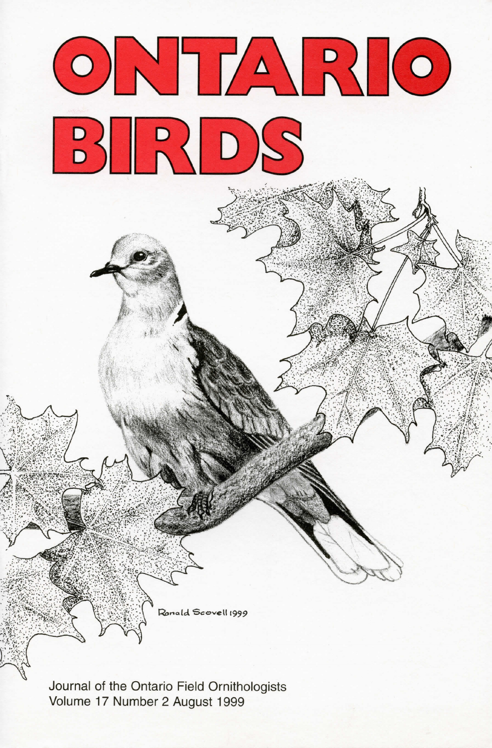# ONTARIO BIRDS

Ronald Scovell 1999

Journal of the Ontario Field Ornithologists
Volume 17 Number 2 August 1999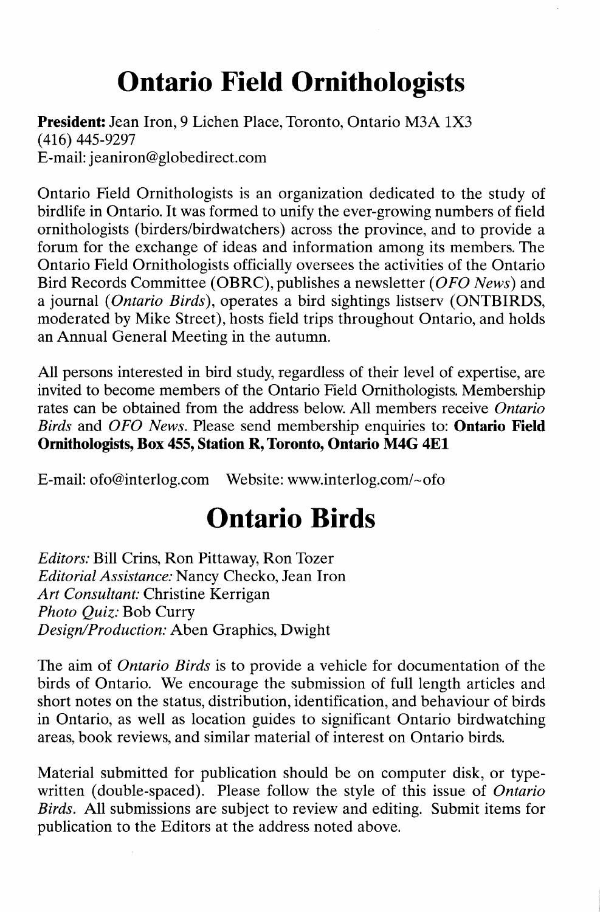# Ontario Field Ornithologists

**President:** Jean Iron, 9 Lichen Place, Toronto, Ontario M3A 1X3
(416) 445-9297
E-mail: jeaniron@globedirect.com

Ontario Field Ornithologists is an organization dedicated to the study of birdlife in Ontario. It was formed to unify the ever-growing numbers of field ornithologists (birders/birdwatchers) across the province, and to provide a forum for the exchange of ideas and information among its members. The Ontario Field Ornithologists officially oversees the activities of the Ontario Bird Records Committee (OBRC), publishes a newsletter (*OFO News*) and a journal (*Ontario Birds*), operates a bird sightings listserv (ONTBIRDS, moderated by Mike Street), hosts field trips throughout Ontario, and holds an Annual General Meeting in the autumn.

All persons interested in bird study, regardless of their level of expertise, are invited to become members of the Ontario Field Ornithologists. Membership rates can be obtained from the address below. All members receive *Ontario Birds* and *OFO News*. Please send membership enquiries to: **Ontario Field Ornithologists, Box 455, Station R, Toronto, Ontario M4G 4E1**

E-mail: ofo@interlog.com Website: www.interlog.com/~ofo

# Ontario Birds

*Editors:* Bill Crins, Ron Pittaway, Ron Tozer
*Editorial Assistance:* Nancy Checko, Jean Iron
*Art Consultant:* Christine Kerrigan
*Photo Quiz:* Bob Curry
*Design/Production:* Aben Graphics, Dwight

The aim of *Ontario Birds* is to provide a vehicle for documentation of the birds of Ontario. We encourage the submission of full length articles and short notes on the status, distribution, identification, and behaviour of birds in Ontario, as well as location guides to significant Ontario birdwatching areas, book reviews, and similar material of interest on Ontario birds.

Material submitted for publication should be on computer disk, or typewritten (double-spaced). Please follow the style of this issue of *Ontario Birds*. All submissions are subject to review and editing. Submit items for publication to the Editors at the address noted above.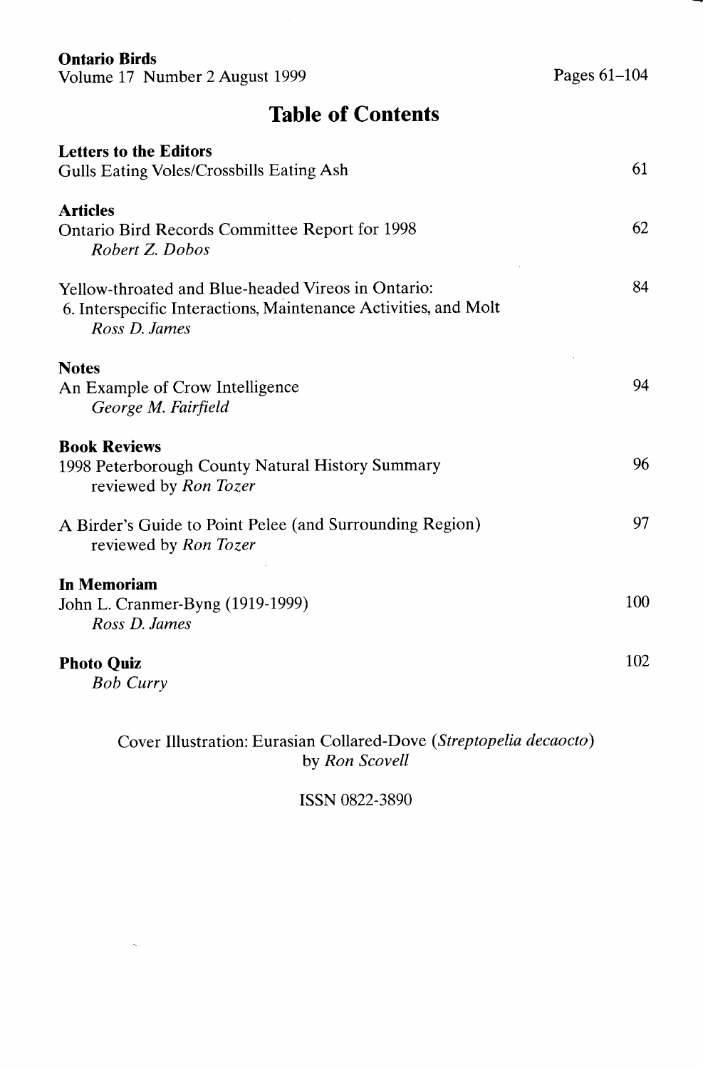**Ontario Birds**
Volume 17 Number 2 August 1999

Pages 61–104

# Table of Contents

| | |
|---|---|
| **Letters to the Editors** | |
| Gulls Eating Voles/Crossbills Eating Ash | 61 |
| **Articles** | |
| Ontario Bird Records Committee Report for 1998<br>*Robert Z. Dobos* | 62 |
| Yellow-throated and Blue-headed Vireos in Ontario:<br>6. Interspecific Interactions, Maintenance Activities, and Molt<br>*Ross D. James* | 84 |
| **Notes** | |
| An Example of Crow Intelligence<br>*George M. Fairfield* | 94 |
| **Book Reviews** | |
| 1998 Peterborough County Natural History Summary<br>reviewed by *Ron Tozer* | 96 |
| A Birder's Guide to Point Pelee (and Surrounding Region)<br>reviewed by *Ron Tozer* | 97 |
| **In Memoriam** | |
| John L. Cranmer-Byng (1919-1999)<br>*Ross D. James* | 100 |
| **Photo Quiz**<br>*Bob Curry* | 102 |

Cover Illustration: Eurasian Collared-Dove (*Streptopelia decaocto*) by *Ron Scovell*

ISSN 0822-3890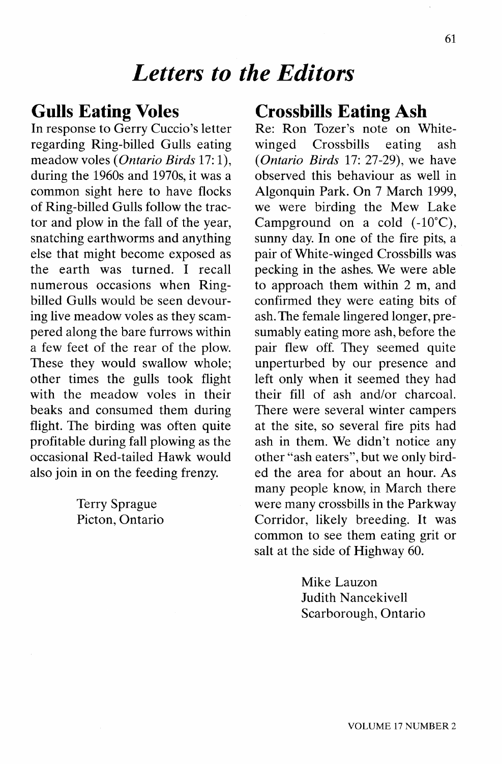# *Letters to the Editors*

## Gulls Eating Voles

In response to Gerry Cuccio's letter regarding Ring-billed Gulls eating meadow voles (*Ontario Birds* 17: 1), during the 1960s and 1970s, it was a common sight here to have flocks of Ring-billed Gulls follow the tractor and plow in the fall of the year, snatching earthworms and anything else that might become exposed as the earth was turned. I recall numerous occasions when Ring-billed Gulls would be seen devouring live meadow voles as they scampered along the bare furrows within a few feet of the rear of the plow. These they would swallow whole; other times the gulls took flight with the meadow voles in their beaks and consumed them during flight. The birding was often quite profitable during fall plowing as the occasional Red-tailed Hawk would also join in on the feeding frenzy.

Terry Sprague
Picton, Ontario

## Crossbills Eating Ash

Re: Ron Tozer's note on White-winged Crossbills eating ash (*Ontario Birds* 17: 27-29), we have observed this behaviour as well in Algonquin Park. On 7 March 1999, we were birding the Mew Lake Campground on a cold (-10°C), sunny day. In one of the fire pits, a pair of White-winged Crossbills was pecking in the ashes. We were able to approach them within 2 m, and confirmed they were eating bits of ash. The female lingered longer, presumably eating more ash, before the pair flew off. They seemed quite unperturbed by our presence and left only when it seemed they had their fill of ash and/or charcoal. There were several winter campers at the site, so several fire pits had ash in them. We didn't notice any other "ash eaters", but we only birded the area for about an hour. As many people know, in March there were many crossbills in the Parkway Corridor, likely breeding. It was common to see them eating grit or salt at the side of Highway 60.

Mike Lauzon
Judith Nancekivell
Scarborough, Ontario